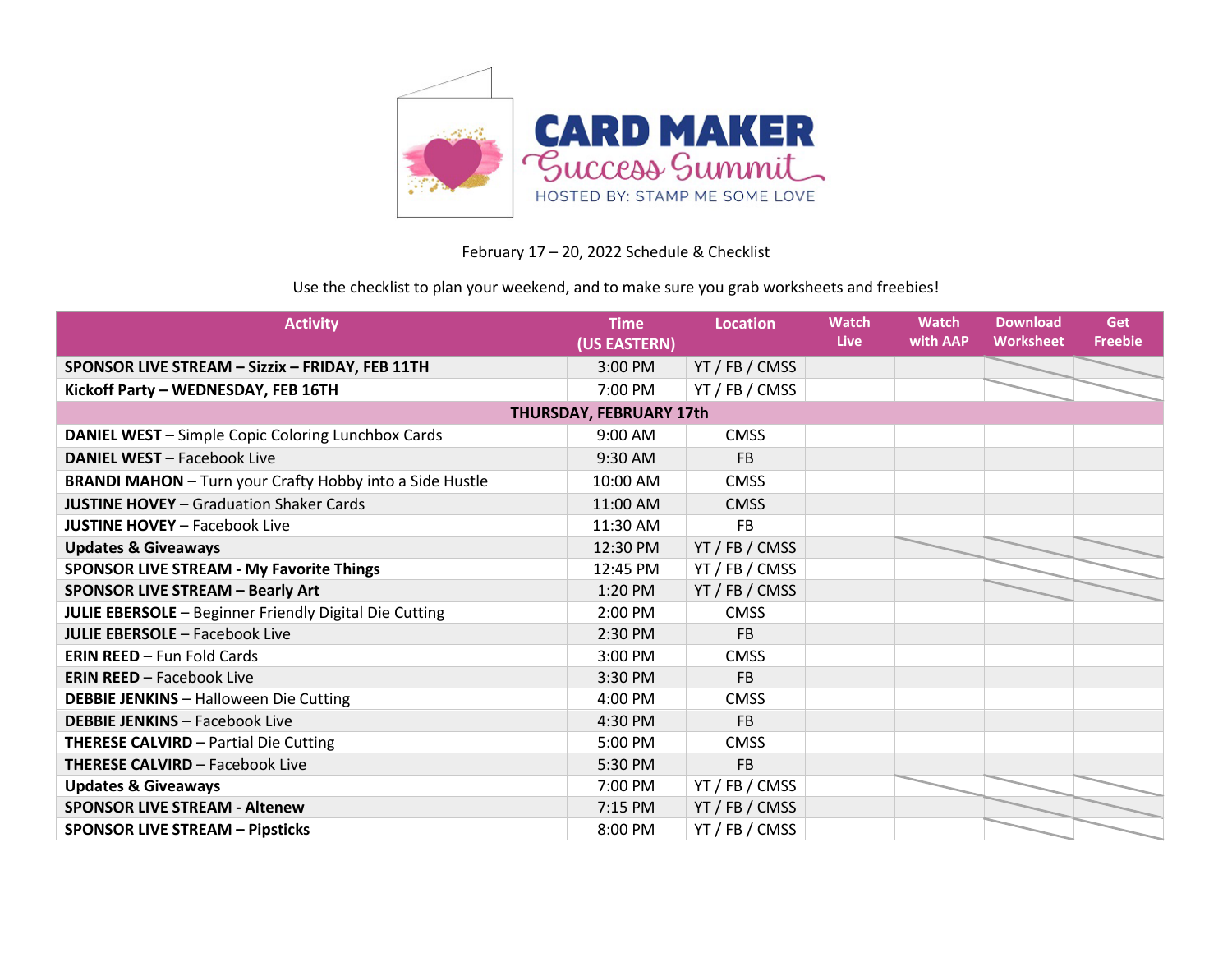# CARD MAKER Success Summit

HOSTED BY: STAMP ME SOME LOVE

February 17 – 20, 2022 Schedule & Checklist

Use the checklist to plan your weekend, and to make sure you grab worksheets and freebies!

| Activity | Time (US EASTERN) | Location | Watch Live | Watch with AAP | Download Worksheet | Get Freebie |
|---|---|---|---|---|---|---|
| **SPONSOR LIVE STREAM – Sizzix – FRIDAY, FEB 11TH** | 3:00 PM | YT / FB / CMSS | | | | |
| **Kickoff Party – WEDNESDAY, FEB 16TH** | 7:00 PM | YT / FB / CMSS | | | | |
| **THURSDAY, FEBRUARY 17th** | | | | | | |
| **DANIEL WEST** – Simple Copic Coloring Lunchbox Cards | 9:00 AM | CMSS | | | | |
| **DANIEL WEST** – Facebook Live | 9:30 AM | FB | | | | |
| **BRANDI MAHON** – Turn your Crafty Hobby into a Side Hustle | 10:00 AM | CMSS | | | | |
| **JUSTINE HOVEY** – Graduation Shaker Cards | 11:00 AM | CMSS | | | | |
| **JUSTINE HOVEY** – Facebook Live | 11:30 AM | FB | | | | |
| **Updates & Giveaways** | 12:30 PM | YT / FB / CMSS | | | | |
| **SPONSOR LIVE STREAM - My Favorite Things** | 12:45 PM | YT / FB / CMSS | | | | |
| **SPONSOR LIVE STREAM – Bearly Art** | 1:20 PM | YT / FB / CMSS | | | | |
| **JULIE EBERSOLE** – Beginner Friendly Digital Die Cutting | 2:00 PM | CMSS | | | | |
| **JULIE EBERSOLE** – Facebook Live | 2:30 PM | FB | | | | |
| **ERIN REED** – Fun Fold Cards | 3:00 PM | CMSS | | | | |
| **ERIN REED** – Facebook Live | 3:30 PM | FB | | | | |
| **DEBBIE JENKINS** – Halloween Die Cutting | 4:00 PM | CMSS | | | | |
| **DEBBIE JENKINS** – Facebook Live | 4:30 PM | FB | | | | |
| **THERESE CALVIRD** – Partial Die Cutting | 5:00 PM | CMSS | | | | |
| **THERESE CALVIRD** – Facebook Live | 5:30 PM | FB | | | | |
| **Updates & Giveaways** | 7:00 PM | YT / FB / CMSS | | | | |
| **SPONSOR LIVE STREAM - Altenew** | 7:15 PM | YT / FB / CMSS | | | | |
| **SPONSOR LIVE STREAM – Pipsticks** | 8:00 PM | YT / FB / CMSS | | | | |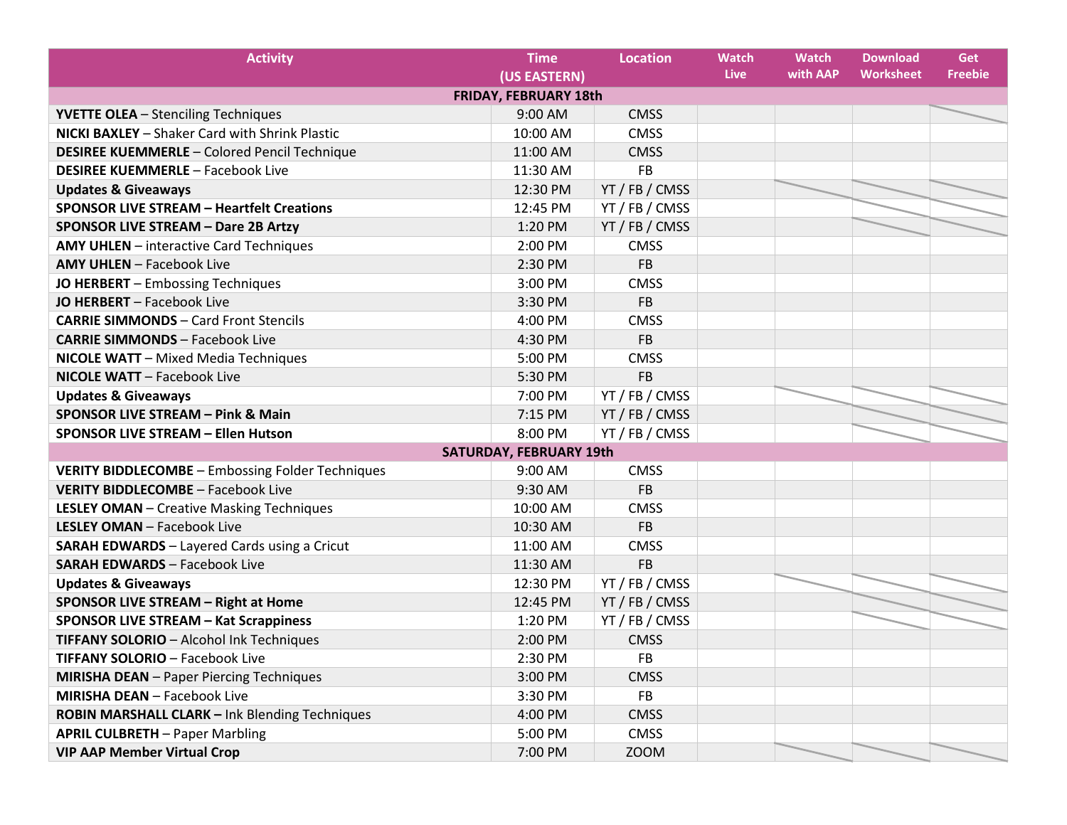| Activity | Time (US EASTERN) | Location | Watch Live | Watch with AAP | Download Worksheet | Get Freebie |
|---|---|---|---|---|---|---|
| **FRIDAY, FEBRUARY 18th** | | | | | | |
| **YVETTE OLEA** – Stenciling Techniques | 9:00 AM | CMSS | | | | |
| **NICKI BAXLEY** – Shaker Card with Shrink Plastic | 10:00 AM | CMSS | | | | |
| **DESIREE KUEMMERLE** – Colored Pencil Technique | 11:00 AM | CMSS | | | | |
| **DESIREE KUEMMERLE** – Facebook Live | 11:30 AM | FB | | | | |
| **Updates & Giveaways** | 12:30 PM | YT / FB / CMSS | | | | |
| **SPONSOR LIVE STREAM – Heartfelt Creations** | 12:45 PM | YT / FB / CMSS | | | | |
| **SPONSOR LIVE STREAM – Dare 2B Artzy** | 1:20 PM | YT / FB / CMSS | | | | |
| **AMY UHLEN** – interactive Card Techniques | 2:00 PM | CMSS | | | | |
| **AMY UHLEN** – Facebook Live | 2:30 PM | FB | | | | |
| **JO HERBERT** – Embossing Techniques | 3:00 PM | CMSS | | | | |
| **JO HERBERT** – Facebook Live | 3:30 PM | FB | | | | |
| **CARRIE SIMMONDS** – Card Front Stencils | 4:00 PM | CMSS | | | | |
| **CARRIE SIMMONDS** – Facebook Live | 4:30 PM | FB | | | | |
| **NICOLE WATT** – Mixed Media Techniques | 5:00 PM | CMSS | | | | |
| **NICOLE WATT** – Facebook Live | 5:30 PM | FB | | | | |
| **Updates & Giveaways** | 7:00 PM | YT / FB / CMSS | | | | |
| **SPONSOR LIVE STREAM – Pink & Main** | 7:15 PM | YT / FB / CMSS | | | | |
| **SPONSOR LIVE STREAM – Ellen Hutson** | 8:00 PM | YT / FB / CMSS | | | | |
| **SATURDAY, FEBRUARY 19th** | | | | | | |
| **VERITY BIDDLECOMBE** – Embossing Folder Techniques | 9:00 AM | CMSS | | | | |
| **VERITY BIDDLECOMBE** – Facebook Live | 9:30 AM | FB | | | | |
| **LESLEY OMAN** – Creative Masking Techniques | 10:00 AM | CMSS | | | | |
| **LESLEY OMAN** – Facebook Live | 10:30 AM | FB | | | | |
| **SARAH EDWARDS** – Layered Cards using a Cricut | 11:00 AM | CMSS | | | | |
| **SARAH EDWARDS** – Facebook Live | 11:30 AM | FB | | | | |
| **Updates & Giveaways** | 12:30 PM | YT / FB / CMSS | | | | |
| **SPONSOR LIVE STREAM – Right at Home** | 12:45 PM | YT / FB / CMSS | | | | |
| **SPONSOR LIVE STREAM – Kat Scrappiness** | 1:20 PM | YT / FB / CMSS | | | | |
| **TIFFANY SOLORIO** – Alcohol Ink Techniques | 2:00 PM | CMSS | | | | |
| **TIFFANY SOLORIO** – Facebook Live | 2:30 PM | FB | | | | |
| **MIRISHA DEAN** – Paper Piercing Techniques | 3:00 PM | CMSS | | | | |
| **MIRISHA DEAN** – Facebook Live | 3:30 PM | FB | | | | |
| **ROBIN MARSHALL CLARK –** Ink Blending Techniques | 4:00 PM | CMSS | | | | |
| **APRIL CULBRETH** – Paper Marbling | 5:00 PM | CMSS | | | | |
| **VIP AAP Member Virtual Crop** | 7:00 PM | ZOOM | | | | |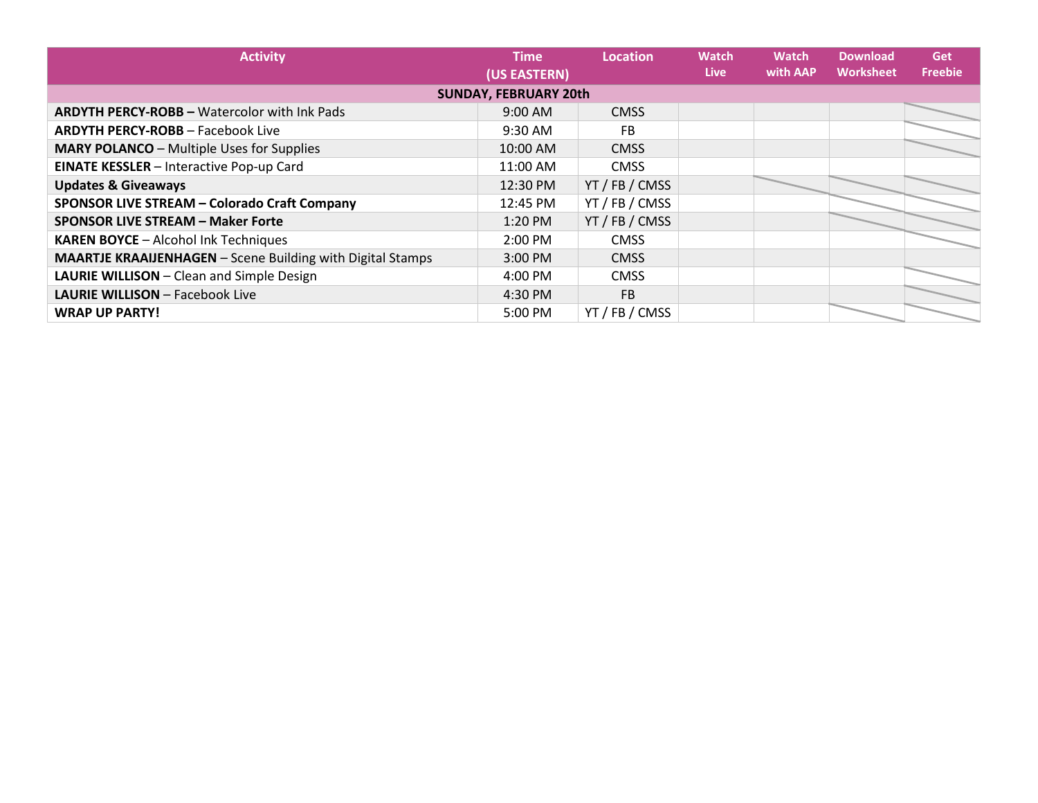| Activity | Time (US EASTERN) | Location | Watch Live | Watch with AAP | Download Worksheet | Get Freebie |
|---|---|---|---|---|---|---|
| **SUNDAY, FEBRUARY 20th** | | | | | | |
| **ARDYTH PERCY-ROBB –** Watercolor with Ink Pads | 9:00 AM | CMSS | | | | |
| **ARDYTH PERCY-ROBB** – Facebook Live | 9:30 AM | FB | | | | |
| **MARY POLANCO** – Multiple Uses for Supplies | 10:00 AM | CMSS | | | | |
| **EINATE KESSLER** – Interactive Pop-up Card | 11:00 AM | CMSS | | | | |
| **Updates & Giveaways** | 12:30 PM | YT / FB / CMSS | | | | |
| **SPONSOR LIVE STREAM – Colorado Craft Company** | 12:45 PM | YT / FB / CMSS | | | | |
| **SPONSOR LIVE STREAM – Maker Forte** | 1:20 PM | YT / FB / CMSS | | | | |
| **KAREN BOYCE** – Alcohol Ink Techniques | 2:00 PM | CMSS | | | | |
| **MAARTJE KRAAIJENHAGEN** – Scene Building with Digital Stamps | 3:00 PM | CMSS | | | | |
| **LAURIE WILLISON** – Clean and Simple Design | 4:00 PM | CMSS | | | | |
| **LAURIE WILLISON** – Facebook Live | 4:30 PM | FB | | | | |
| **WRAP UP PARTY!** | 5:00 PM | YT / FB / CMSS | | | | |